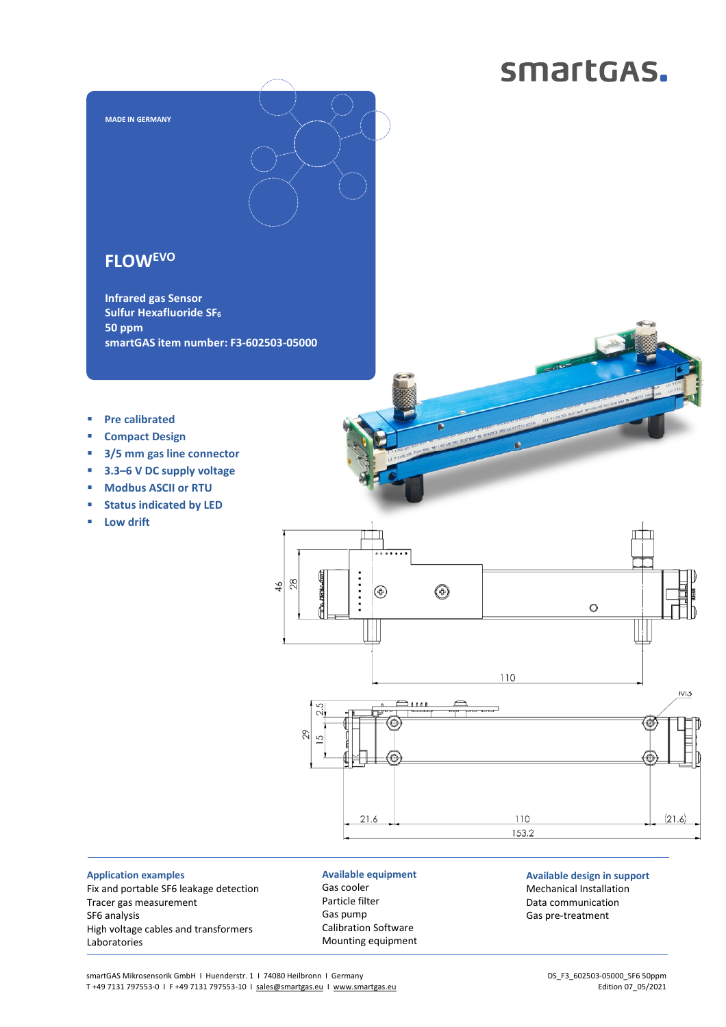smartGAS.

MADE IN GERMANY

# FLOW$^{EVO}$

**Infrared gas Sensor**
**Sulfur Hexafluoride $SF_6$**
**50 ppm**
**smartGAS item number: F3-602503-05000**

- **Pre calibrated**
- **Compact Design**
- **3/5 mm gas line connector**
- **3.3–6 V DC supply voltage**
- **Modbus ASCII or RTU**
- **Status indicated by LED**
- **Low drift**

### Application examples

Fix and portable SF6 leakage detection
Tracer gas measurement
SF6 analysis
High voltage cables and transformers
Laboratories

### Available equipment

Gas cooler
Particle filter
Gas pump
Calibration Software
Mounting equipment

### Available design in support

Mechanical Installation
Data communication
Gas pre-treatment

smartGAS Mikrosensorik GmbH I Huenderstr. 1 I 74080 Heilbronn I Germany
T +49 7131 797553-0 I F +49 7131 797553-10 I sales@smartgas.eu I www.smartgas.eu

DS_F3_602503-05000_SF6 50ppm
Edition 07_05/2021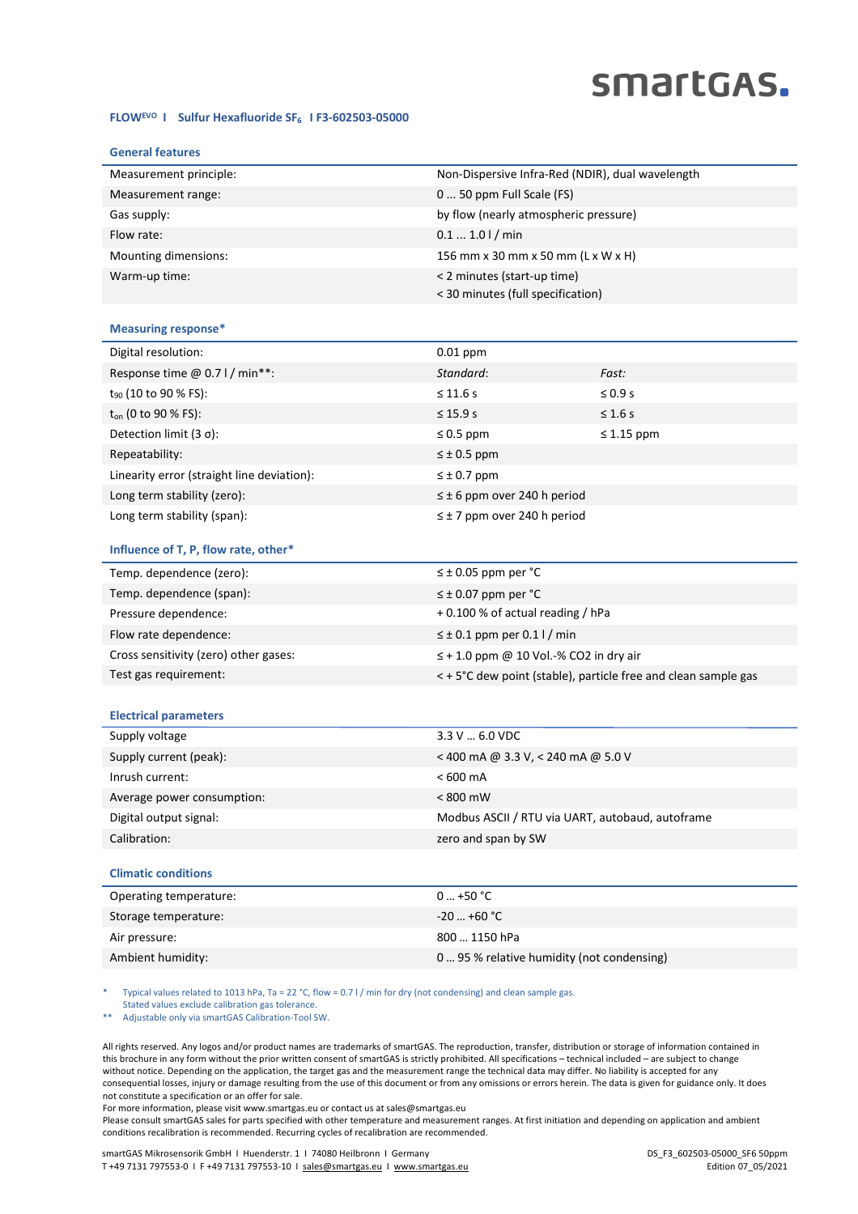# smartGAS.

**FLOW[EVO] I Sulfur Hexafluoride $SF_6$ I F3-602503-05000**

## General features

| | | |
|---|---|---|
| Measurement principle: | Non-Dispersive Infra-Red (NDIR), dual wavelength | |
| Measurement range: | 0 … 50 ppm Full Scale (FS) | |
| Gas supply: | by flow (nearly atmospheric pressure) | |
| Flow rate: | 0.1 … 1.0 l / min | |
| Mounting dimensions: | 156 mm x 30 mm x 50 mm (L x W x H) | |
| Warm-up time: | < 2 minutes (start-up time)<br>< 30 minutes (full specification) | |

## Measuring response*

| | | |
|---|---|---|
| Digital resolution: | 0.01 ppm | |
| Response time @ 0.7 l / min**: | *Standard*: | *Fast:* |
| $t_{90}$ (10 to 90 % FS): | ≤ 11.6 s | ≤ 0.9 s |
| $t_{on}$ (0 to 90 % FS): | ≤ 15.9 s | ≤ 1.6 s |
| Detection limit (3 σ): | ≤ 0.5 ppm | ≤ 1.15 ppm |
| Repeatability: | ≤ ± 0.5 ppm | |
| Linearity error (straight line deviation): | ≤ ± 0.7 ppm | |
| Long term stability (zero): | ≤ ± 6 ppm over 240 h period | |
| Long term stability (span): | ≤ ± 7 ppm over 240 h period | |

## Influence of T, P, flow rate, other*

| | |
|---|---|
| Temp. dependence (zero): | ≤ ± 0.05 ppm per °C |
| Temp. dependence (span): | ≤ ± 0.07 ppm per °C |
| Pressure dependence: | + 0.100 % of actual reading / hPa |
| Flow rate dependence: | ≤ ± 0.1 ppm per 0.1 l / min |
| Cross sensitivity (zero) other gases: | ≤ + 1.0 ppm @ 10 Vol.-% CO2 in dry air |
| Test gas requirement: | < + 5°C dew point (stable), particle free and clean sample gas |

## Electrical parameters

| | |
|---|---|
| Supply voltage | 3.3 V … 6.0 VDC |
| Supply current (peak): | < 400 mA @ 3.3 V, < 240 mA @ 5.0 V |
| Inrush current: | < 600 mA |
| Average power consumption: | < 800 mW |
| Digital output signal: | Modbus ASCII / RTU via UART, autobaud, autoframe |
| Calibration: | zero and span by SW |

## Climatic conditions

| | |
|---|---|
| Operating temperature: | 0 … +50 °C |
| Storage temperature: | -20 … +60 °C |
| Air pressure: | 800 … 1150 hPa |
| Ambient humidity: | 0 … 95 % relative humidity (not condensing) |

\* Typical values related to 1013 hPa, Ta = 22 °C, flow = 0.7 l / min for dry (not condensing) and clean sample gas. Stated values exclude calibration gas tolerance.

\** Adjustable only via smartGAS Calibration-Tool SW.

All rights reserved. Any logos and/or product names are trademarks of smartGAS. The reproduction, transfer, distribution or storage of information contained in this brochure in any form without the prior written consent of smartGAS is strictly prohibited. All specifications – technical included – are subject to change without notice. Depending on the application, the target gas and the measurement range the technical data may differ. No liability is accepted for any consequential losses, injury or damage resulting from the use of this document or from any omissions or errors herein. The data is given for guidance only. It does not constitute a specification or an offer for sale.
For more information, please visit www.smartgas.eu or contact us at sales@smartgas.eu
Please consult smartGAS sales for parts specified with other temperature and measurement ranges. At first initiation and depending on application and ambient conditions recalibration is recommended. Recurring cycles of recalibration are recommended.

smartGAS Mikrosensorik GmbH I Huenderstr. 1 I 74080 Heilbronn I Germany
T +49 7131 797553-0 I F +49 7131 797553-10 I sales@smartgas.eu I www.smartgas.eu

DS_F3_602503-05000_SF6 50ppm
Edition 07_05/2021